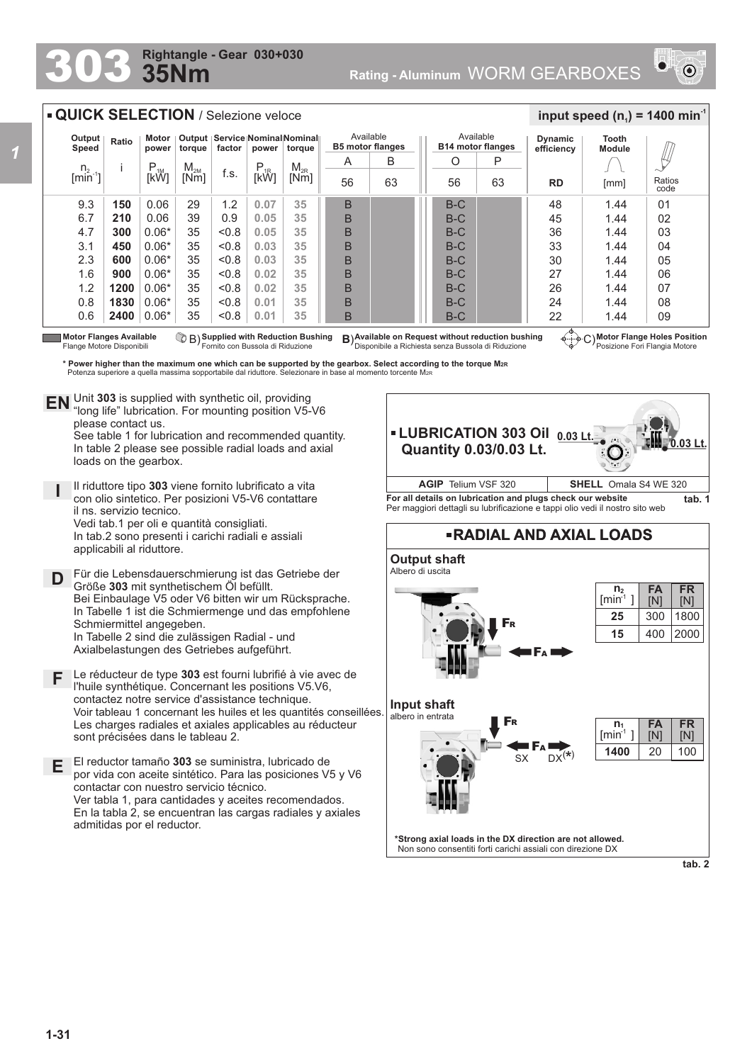# 303 Rightangle - Gear 030+030 35Nm

Rating - Aluminum WORM GEARBOXES

## QUICK SELECTION / Selezione veloce

input speed ($n_1$) = 1400 min$^{-1}$

| Output Speed $n_2$ [min$^{-1}$] | Ratio i | Motor power $P_{1M}$ [kW] | Output torque $M_{2M}$ [Nm] | Service factor f.s. | Nominal power $P_{1R}$ [kW] | Nominal torque $M_{2R}$ [Nm] | Available B5 motor flanges A 56 | Available B5 motor flanges B 63 | Available B14 motor flanges O 56 | Available B14 motor flanges P 63 | Dynamic efficiency RD | Tooth Module [mm] | Ratios code |
|---|---|---|---|---|---|---|---|---|---|---|---|---|---|
| 9.3 | **150** | 0.06 | 29 | 1.2 | **0.07** | **35** | B | | B-C | | 48 | 1.44 | 01 |
| 6.7 | **210** | 0.06 | 39 | 0.9 | **0.05** | **35** | B | | B-C | | 45 | 1.44 | 02 |
| 4.7 | **300** | 0.06* | 35 | <0.8 | **0.05** | **35** | B | | B-C | | 36 | 1.44 | 03 |
| 3.1 | **450** | 0.06* | 35 | <0.8 | **0.03** | **35** | B | | B-C | | 33 | 1.44 | 04 |
| 2.3 | **600** | 0.06* | 35 | <0.8 | **0.03** | **35** | B | | B-C | | 30 | 1.44 | 05 |
| 1.6 | **900** | 0.06* | 35 | <0.8 | **0.02** | **35** | B | | B-C | | 27 | 1.44 | 06 |
| 1.2 | **1200** | 0.06* | 35 | <0.8 | **0.02** | **35** | B | | B-C | | 26 | 1.44 | 07 |
| 0.8 | **1830** | 0.06* | 35 | <0.8 | **0.01** | **35** | B | | B-C | | 24 | 1.44 | 08 |
| 0.6 | **2400** | 0.06* | 35 | <0.8 | **0.01** | **35** | B | | B-C | | 22 | 1.44 | 09 |

**Motor Flanges Available** Flange Motore Disponibili — B) **Supplied with Reduction Bushing** Fornito con Bussola di Riduzione — B) **Available on Request without reduction bushing** Disponibile a Richiesta senza Bussola di Riduzione — C) **Motor Flange Holes Position** Posizione Fori Flangia Motore

\* **Power higher than the maximum one which can be supported by the gearbox. Select according to the torque $M_{2R}$**
Potenza superiore a quella massima sopportabile dal riduttore. Selezionare in base al momento torcente $M_{2R}$

**EN** Unit **303** is supplied with synthetic oil, providing "long life" lubrication. For mounting position V5-V6 please contact us.
See table 1 for lubrication and recommended quantity.
In table 2 please see possible radial loads and axial loads on the gearbox.

**I** Il riduttore tipo **303** viene fornito lubrificato a vita con olio sintetico. Per posizioni V5-V6 contattare il ns. servizio tecnico.
Vedi tab.1 per oli e quantità consigliati.
In tab.2 sono presenti i carichi radiali e assiali applicabili al riduttore.

**D** Für die Lebensdauerschmierung ist das Getriebe der Größe **303** mit synthetischem Öl befüllt.
Bei Einbaulage V5 oder V6 bitten wir um Rücksprache.
In Tabelle 1 ist die Schmiermenge und das empfohlene Schmiermittel angegeben.
In Tabelle 2 sind die zulässigen Radial - und Axialbelastungen des Getriebes aufgeführt.

**F** Le réducteur de type **303** est fourni lubrifié à vie avec de l'huile synthétique. Concernant les positions V5.V6, contactez notre service d'assistance technique.
Voir tableau 1 concernant les huiles et les quantités conseillées.
Les charges radiales et axiales applicables au réducteur sont précisées dans le tableau 2.

**E** El reductor tamaño **303** se suministra, lubricado de por vida con aceite sintético. Para las posiciones V5 y V6 contactar con nuestro servicio técnico.
Ver tabla 1, para cantidades y aceites recomendados.
En la tabla 2, se encuentran las cargas radiales y axiales admitidas por el reductor.

## LUBRICATION 303 Oil Quantity 0.03/0.03 Lt.

0.03 Lt. — 0.03 Lt.

| AGIP Telium VSF 320 | SHELL Omala S4 WE 320 |
|---|---|

**For all details on lubrication and plugs check our website**
Per maggiori dettagli su lubrificazione e tappi olio vedi il nostro sito web

tab. 1

## RADIAL AND AXIAL LOADS

**Output shaft**
Albero di uscita

| $n_2$ [min$^{-1}$] | FA [N] | FR [N] |
|---|---|---|
| **25** | 300 | 1800 |
| **15** | 400 | 2000 |

**Input shaft**
albero in entrata

SX — DX(*)

| $n_1$ [min$^{-1}$] | FA [N] | FR [N] |
|---|---|---|
| **1400** | 20 | 100 |

***Strong axial loads in the DX direction are not allowed.**
Non sono consentiti forti carichi assiali con direzione DX

tab. 2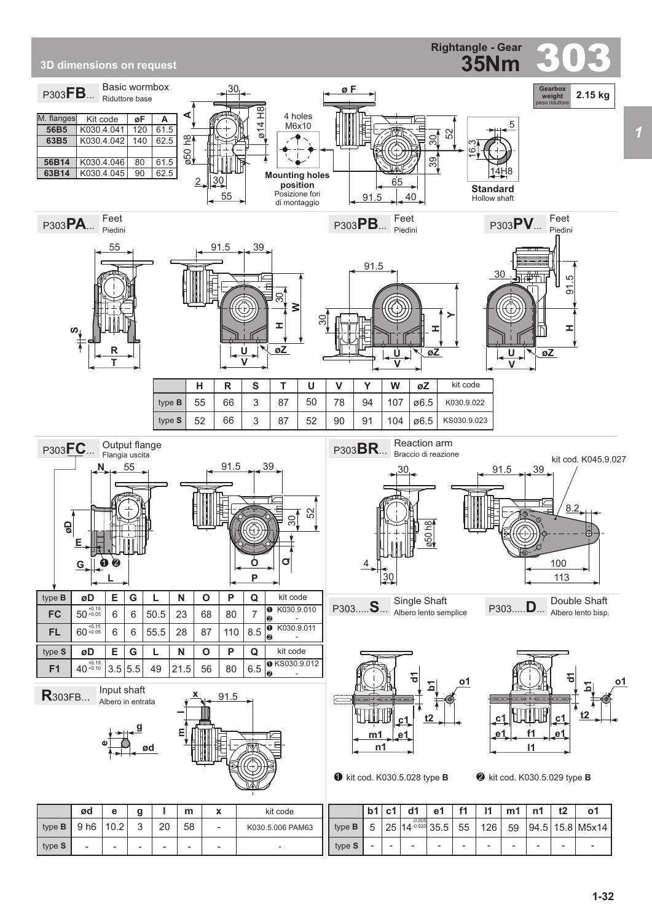3D dimensions on request

Rightangle - Gear
**35Nm** **303**

## P303**FB**... Basic wormbox
Riduttore base

| M. flanges | Kit code | øF | A |
|---|---|---|---|
| **56B5** | K030.4.041 | 120 | 61.5 |
| **63B5** | K030.4.042 | 140 | 62.5 |
| | | | |
| **56B14** | K030.4.046 | 80 | 61.5 |
| **63B14** | K030.4.045 | 90 | 62.5 |

4 holes M6x10

**Mounting holes position**
Posizione fori di montaggio

**Standard**
Hollow shaft

| Gearbox weight peso riduttore | 2.15 kg |
|---|---|

## P303**PA**... Feet
Piedini

## P303**PB**... Feet
Piedini

## P303**PV**... Feet
Piedini

| | H | R | S | T | U | V | Y | W | øZ | kit code |
|---|---|---|---|---|---|---|---|---|---|---|
| type **B** | 55 | 66 | 3 | 87 | 50 | 78 | 94 | 107 | ø6.5 | K030.9.022 |
| type **S** | 52 | 66 | 3 | 87 | 52 | 90 | 91 | 104 | ø6.5 | KS030.9.023 |

## P303**FC**... Output flange
Flangia uscita

| type **B** | øD | E | G | L | N | O | P | Q | kit code |
|---|---|---|---|---|---|---|---|---|---|
| **FC** | $50^{+0.15}_{+0.05}$ | 6 | 6 | 50.5 | 23 | 68 | 80 | 7 | ❶ K030.9.010 ❷ - |
| **FL** | $60^{+0.15}_{+0.05}$ | 6 | 6 | 55.5 | 28 | 87 | 110 | 8.5 | ❶ K030.9.011 ❷ - |

| type **S** | øD | E | G | L | N | O | P | Q | kit code |
|---|---|---|---|---|---|---|---|---|---|
| **F1** | $40^{+0.15}_{+0.10}$ | 3.5 | 5.5 | 49 | 21.5 | 56 | 80 | 6.5 | ❶ KS030.9.012 ❷ - |

## P303**BR**... Reaction arm
Braccio di reazione

kit cod. K045.9.027

## P303.....**S**... Single Shaft
Albero lento semplice

## P303.....**D**... Double Shaft
Albero lento bisp.

❶ kit cod. K030.5.028 type **B**

❷ kit cod. K030.5.029 type **B**

| | b1 | c1 | d1 | e1 | f1 | l1 | m1 | n1 | t2 | o1 |
|---|---|---|---|---|---|---|---|---|---|---|
| type **B** | 5 | 25 | $14^{-0.005}_{-0.020}$ | 35.5 | 55 | 126 | 59 | 94.5 | 15.8 | M5x14 |
| type **S** | - | - | - | - | - | - | - | - | - | - |

## **R**303FB... Input shaft
Albero in entrata

| | ød | e | g | l | m | x | kit code |
|---|---|---|---|---|---|---|---|
| type **B** | 9 h6 | 10.2 | 3 | 20 | 58 | - | K030.5.006 PAM63 |
| type **S** | - | - | - | - | - | - | - |